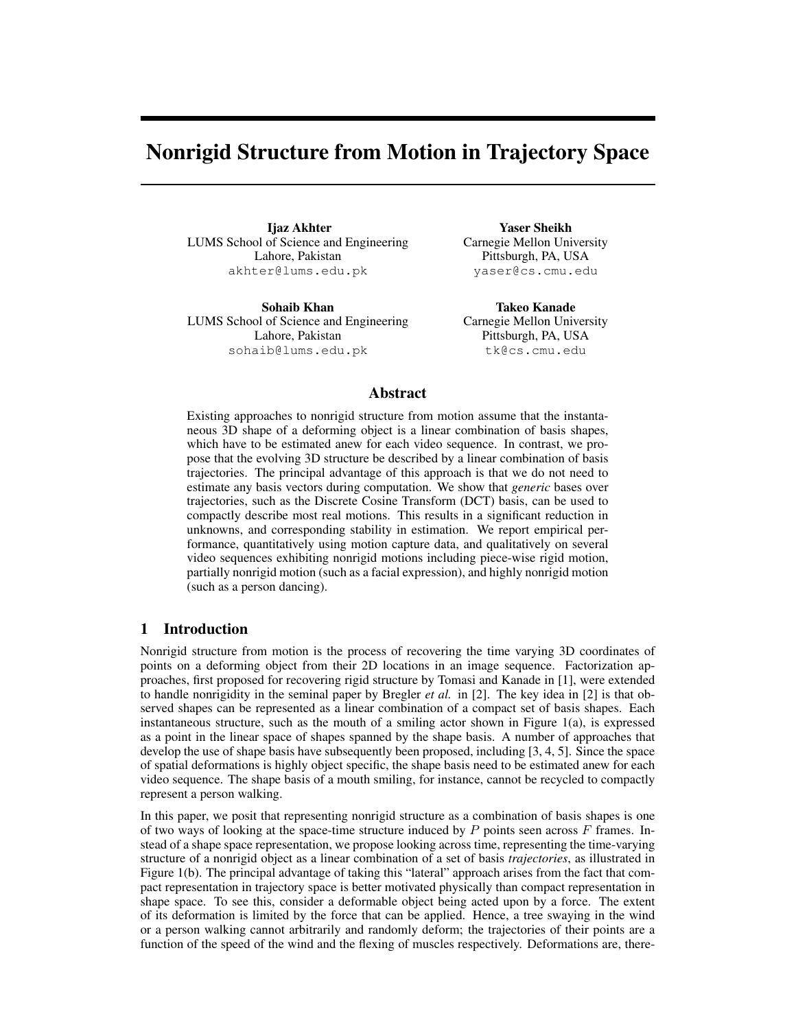# Nonrigid Structure from Motion in Trajectory Space

**Ijaz Akhter**
LUMS School of Science and Engineering
Lahore, Pakistan
akhter@lums.edu.pk

**Yaser Sheikh**
Carnegie Mellon University
Pittsburgh, PA, USA
yaser@cs.cmu.edu

**Sohaib Khan**
LUMS School of Science and Engineering
Lahore, Pakistan
sohaib@lums.edu.pk

**Takeo Kanade**
Carnegie Mellon University
Pittsburgh, PA, USA
tk@cs.cmu.edu

## Abstract

Existing approaches to nonrigid structure from motion assume that the instantaneous 3D shape of a deforming object is a linear combination of basis shapes, which have to be estimated anew for each video sequence. In contrast, we propose that the evolving 3D structure be described by a linear combination of basis trajectories. The principal advantage of this approach is that we do not need to estimate any basis vectors during computation. We show that *generic* bases over trajectories, such as the Discrete Cosine Transform (DCT) basis, can be used to compactly describe most real motions. This results in a significant reduction in unknowns, and corresponding stability in estimation. We report empirical performance, quantitatively using motion capture data, and qualitatively on several video sequences exhibiting nonrigid motions including piece-wise rigid motion, partially nonrigid motion (such as a facial expression), and highly nonrigid motion (such as a person dancing).

## 1 Introduction

Nonrigid structure from motion is the process of recovering the time varying 3D coordinates of points on a deforming object from their 2D locations in an image sequence. Factorization approaches, first proposed for recovering rigid structure by Tomasi and Kanade in [1], were extended to handle nonrigidity in the seminal paper by Bregler *et al.* in [2]. The key idea in [2] is that observed shapes can be represented as a linear combination of a compact set of basis shapes. Each instantaneous structure, such as the mouth of a smiling actor shown in Figure 1(a), is expressed as a point in the linear space of shapes spanned by the shape basis. A number of approaches that develop the use of shape basis have subsequently been proposed, including [3, 4, 5]. Since the space of spatial deformations is highly object specific, the shape basis need to be estimated anew for each video sequence. The shape basis of a mouth smiling, for instance, cannot be recycled to compactly represent a person walking.

In this paper, we posit that representing nonrigid structure as a combination of basis shapes is one of two ways of looking at the space-time structure induced by $P$ points seen across $F$ frames. Instead of a shape space representation, we propose looking across time, representing the time-varying structure of a nonrigid object as a linear combination of a set of basis *trajectories*, as illustrated in Figure 1(b). The principal advantage of taking this "lateral" approach arises from the fact that compact representation in trajectory space is better motivated physically than compact representation in shape space. To see this, consider a deformable object being acted upon by a force. The extent of its deformation is limited by the force that can be applied. Hence, a tree swaying in the wind or a person walking cannot arbitrarily and randomly deform; the trajectories of their points are a function of the speed of the wind and the flexing of muscles respectively. Deformations are, there-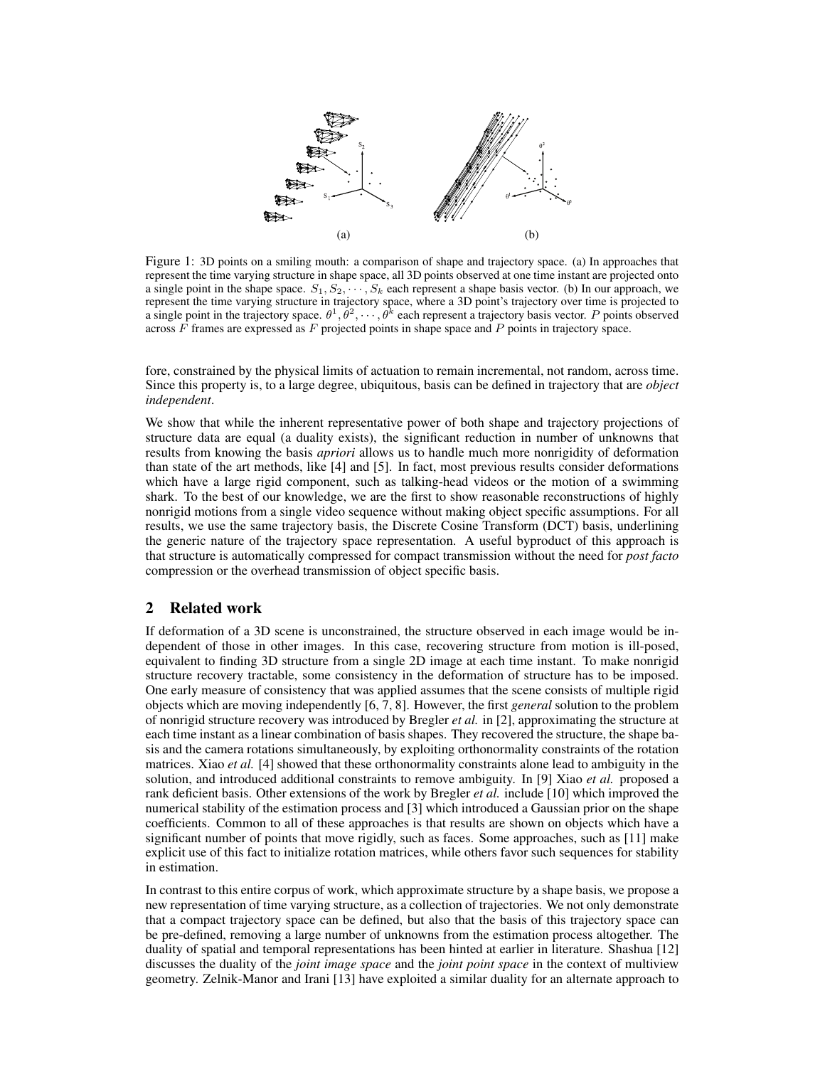(a) (b)

Figure 1: 3D points on a smiling mouth: a comparison of shape and trajectory space. (a) In approaches that represent the time varying structure in shape space, all 3D points observed at one time instant are projected onto a single point in the shape space. $S_1, S_2, \cdots, S_k$ each represent a shape basis vector. (b) In our approach, we represent the time varying structure in trajectory space, where a 3D point's trajectory over time is projected to a single point in the trajectory space. $\theta^1, \theta^2, \cdots, \theta^k$ each represent a trajectory basis vector. $P$ points observed across $F$ frames are expressed as $F$ projected points in shape space and $P$ points in trajectory space.

fore, constrained by the physical limits of actuation to remain incremental, not random, across time. Since this property is, to a large degree, ubiquitous, basis can be defined in trajectory that are *object independent*.

We show that while the inherent representative power of both shape and trajectory projections of structure data are equal (a duality exists), the significant reduction in number of unknowns that results from knowing the basis *apriori* allows us to handle much more nonrigidity of deformation than state of the art methods, like [4] and [5]. In fact, most previous results consider deformations which have a large rigid component, such as talking-head videos or the motion of a swimming shark. To the best of our knowledge, we are the first to show reasonable reconstructions of highly nonrigid motions from a single video sequence without making object specific assumptions. For all results, we use the same trajectory basis, the Discrete Cosine Transform (DCT) basis, underlining the generic nature of the trajectory space representation. A useful byproduct of this approach is that structure is automatically compressed for compact transmission without the need for *post facto* compression or the overhead transmission of object specific basis.

## 2 Related work

If deformation of a 3D scene is unconstrained, the structure observed in each image would be independent of those in other images. In this case, recovering structure from motion is ill-posed, equivalent to finding 3D structure from a single 2D image at each time instant. To make nonrigid structure recovery tractable, some consistency in the deformation of structure has to be imposed. One early measure of consistency that was applied assumes that the scene consists of multiple rigid objects which are moving independently [6, 7, 8]. However, the first *general* solution to the problem of nonrigid structure recovery was introduced by Bregler *et al.* in [2], approximating the structure at each time instant as a linear combination of basis shapes. They recovered the structure, the shape basis and the camera rotations simultaneously, by exploiting orthonormality constraints of the rotation matrices. Xiao *et al.* [4] showed that these orthonormality constraints alone lead to ambiguity in the solution, and introduced additional constraints to remove ambiguity. In [9] Xiao *et al.* proposed a rank deficient basis. Other extensions of the work by Bregler *et al.* include [10] which improved the numerical stability of the estimation process and [3] which introduced a Gaussian prior on the shape coefficients. Common to all of these approaches is that results are shown on objects which have a significant number of points that move rigidly, such as faces. Some approaches, such as [11] make explicit use of this fact to initialize rotation matrices, while others favor such sequences for stability in estimation.

In contrast to this entire corpus of work, which approximate structure by a shape basis, we propose a new representation of time varying structure, as a collection of trajectories. We not only demonstrate that a compact trajectory space can be defined, but also that the basis of this trajectory space can be pre-defined, removing a large number of unknowns from the estimation process altogether. The duality of spatial and temporal representations has been hinted at earlier in literature. Shashua [12] discusses the duality of the *joint image space* and the *joint point space* in the context of multiview geometry. Zelnik-Manor and Irani [13] have exploited a similar duality for an alternate approach to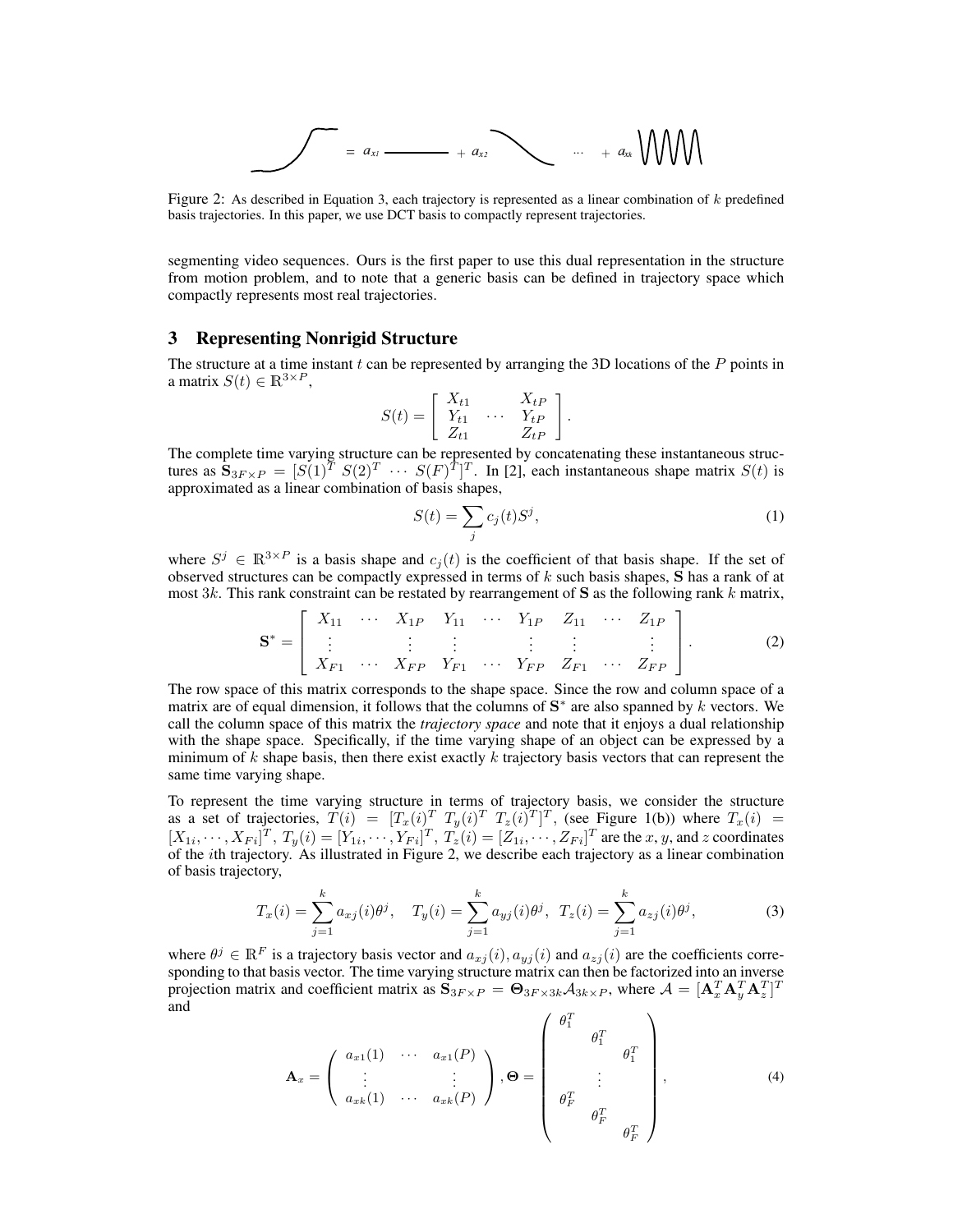$= a_{x1}$ ——— $+ a_{x2}$ ... $+ a_{xk}$

Figure 2: As described in Equation 3, each trajectory is represented as a linear combination of $k$ predefined basis trajectories. In this paper, we use DCT basis to compactly represent trajectories.

segmenting video sequences. Ours is the first paper to use this dual representation in the structure from motion problem, and to note that a generic basis can be defined in trajectory space which compactly represents most real trajectories.

## 3 Representing Nonrigid Structure

The structure at a time instant $t$ can be represented by arranging the 3D locations of the $P$ points in a matrix $S(t) \in \mathbb{R}^{3\times P}$,

$$S(t) = \begin{bmatrix} X_{t1} & & X_{tP} \\ Y_{t1} & \cdots & Y_{tP} \\ Z_{t1} & & Z_{tP} \end{bmatrix}.$$

The complete time varying structure can be represented by concatenating these instantaneous structures as $\mathbf{S}_{3F\times P} = [S(1)^T \; S(2)^T \; \cdots \; S(F)^T]^T$. In [2], each instantaneous shape matrix $S(t)$ is approximated as a linear combination of basis shapes,

$$S(t) = \sum_j c_j(t) S^j, \tag{1}$$

where $S^j \in \mathbb{R}^{3\times P}$ is a basis shape and $c_j(t)$ is the coefficient of that basis shape. If the set of observed structures can be compactly expressed in terms of $k$ such basis shapes, $\mathbf{S}$ has a rank of at most $3k$. This rank constraint can be restated by rearrangement of $\mathbf{S}$ as the following rank $k$ matrix,

$$\mathbf{S}^* = \begin{bmatrix} X_{11} & \cdots & X_{1P} & Y_{11} & \cdots & Y_{1P} & Z_{11} & \cdots & Z_{1P} \\ \vdots & & \vdots & \vdots & & \vdots & \vdots & & \vdots \\ X_{F1} & \cdots & X_{FP} & Y_{F1} & \cdots & Y_{FP} & Z_{F1} & \cdots & Z_{FP} \end{bmatrix}. \tag{2}$$

The row space of this matrix corresponds to the shape space. Since the row and column space of a matrix are of equal dimension, it follows that the columns of $\mathbf{S}^*$ are also spanned by $k$ vectors. We call the column space of this matrix the *trajectory space* and note that it enjoys a dual relationship with the shape space. Specifically, if the time varying shape of an object can be expressed by a minimum of $k$ shape basis, then there exist exactly $k$ trajectory basis vectors that can represent the same time varying shape.

To represent the time varying structure in terms of trajectory basis, we consider the structure as a set of trajectories, $T(i) = [T_x(i)^T \; T_y(i)^T \; T_z(i)^T]^T$, (see Figure 1(b)) where $T_x(i) = [X_{1i}, \cdots, X_{Fi}]^T$, $T_y(i) = [Y_{1i}, \cdots, Y_{Fi}]^T$, $T_z(i) = [Z_{1i}, \cdots, Z_{Fi}]^T$ are the $x$, $y$, and $z$ coordinates of the $i$th trajectory. As illustrated in Figure 2, we describe each trajectory as a linear combination of basis trajectory,

$$T_x(i) = \sum_{j=1}^{k} a_{xj}(i)\theta^j, \quad T_y(i) = \sum_{j=1}^{k} a_{yj}(i)\theta^j, \;\; T_z(i) = \sum_{j=1}^{k} a_{zj}(i)\theta^j, \tag{3}$$

where $\theta^j \in \mathbb{R}^F$ is a trajectory basis vector and $a_{xj}(i)$, $a_{yj}(i)$ and $a_{zj}(i)$ are the coefficients corresponding to that basis vector. The time varying structure matrix can then be factorized into an inverse projection matrix and coefficient matrix as $\mathbf{S}_{3F\times P} = \mathbf{\Theta}_{3F\times 3k}\mathcal{A}_{3k\times P}$, where $\mathcal{A} = [\mathbf{A}_x^T \mathbf{A}_y^T \mathbf{A}_z^T]^T$ and

$$\mathbf{A}_x = \begin{pmatrix} a_{x1}(1) & \cdots & a_{x1}(P) \\ \vdots & & \vdots \\ a_{xk}(1) & \cdots & a_{xk}(P) \end{pmatrix}, \mathbf{\Theta} = \begin{pmatrix} \theta_1^T & & \\ & \theta_1^T & \\ & & \theta_1^T \\ & \vdots & \\ \theta_F^T & & \\ & \theta_F^T & \\ & & \theta_F^T \end{pmatrix}, \tag{4}$$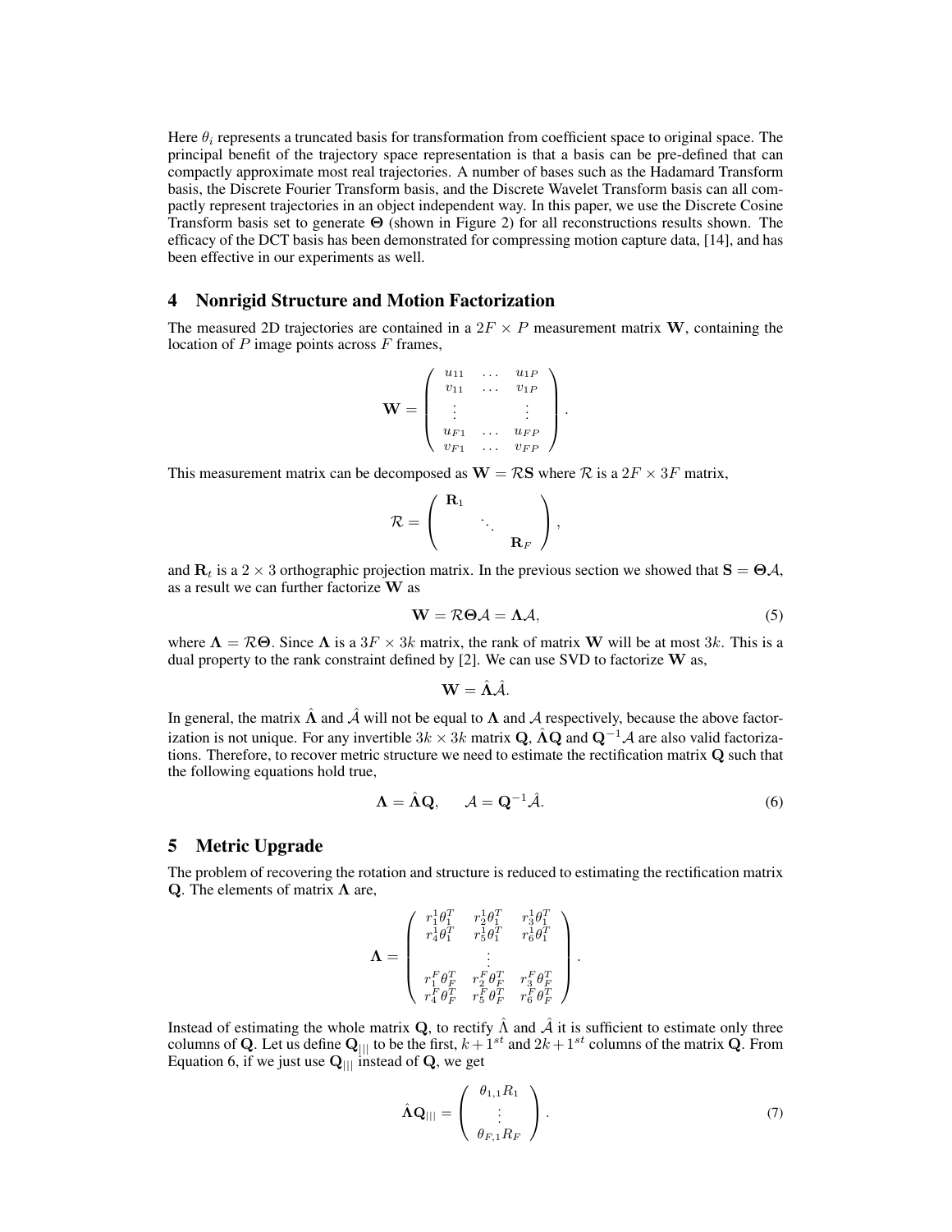Here $\theta_i$ represents a truncated basis for transformation from coefficient space to original space. The principal benefit of the trajectory space representation is that a basis can be pre-defined that can compactly approximate most real trajectories. A number of bases such as the Hadamard Transform basis, the Discrete Fourier Transform basis, and the Discrete Wavelet Transform basis can all compactly represent trajectories in an object independent way. In this paper, we use the Discrete Cosine Transform basis set to generate $\mathbf{\Theta}$ (shown in Figure 2) for all reconstructions results shown. The efficacy of the DCT basis has been demonstrated for compressing motion capture data, [14], and has been effective in our experiments as well.

## 4 Nonrigid Structure and Motion Factorization

The measured 2D trajectories are contained in a $2F \times P$ measurement matrix $\mathbf{W}$, containing the location of $P$ image points across $F$ frames,

$$\mathbf{W} = \begin{pmatrix} u_{11} & \dots & u_{1P} \\ v_{11} & \dots & v_{1P} \\ \vdots & & \vdots \\ u_{F1} & \dots & u_{FP} \\ v_{F1} & \dots & v_{FP} \end{pmatrix}.$$

This measurement matrix can be decomposed as $\mathbf{W} = \mathcal{R}\mathbf{S}$ where $\mathcal{R}$ is a $2F \times 3F$ matrix,

$$\mathcal{R} = \begin{pmatrix} \mathbf{R}_1 & & \\ & \ddots & \\ & & \mathbf{R}_F \end{pmatrix},$$

and $\mathbf{R}_t$ is a $2 \times 3$ orthographic projection matrix. In the previous section we showed that $\mathbf{S} = \mathbf{\Theta}\mathcal{A}$, as a result we can further factorize $\mathbf{W}$ as

$$\mathbf{W} = \mathcal{R}\mathbf{\Theta}\mathcal{A} = \mathbf{\Lambda}\mathcal{A}, \tag{5}$$

where $\mathbf{\Lambda} = \mathcal{R}\mathbf{\Theta}$. Since $\mathbf{\Lambda}$ is a $3F \times 3k$ matrix, the rank of matrix $\mathbf{W}$ will be at most $3k$. This is a dual property to the rank constraint defined by [2]. We can use SVD to factorize $\mathbf{W}$ as,

$$\mathbf{W} = \hat{\mathbf{\Lambda}}\hat{\mathcal{A}}.$$

In general, the matrix $\hat{\mathbf{\Lambda}}$ and $\hat{\mathcal{A}}$ will not be equal to $\mathbf{\Lambda}$ and $\mathcal{A}$ respectively, because the above factorization is not unique. For any invertible $3k \times 3k$ matrix $\mathbf{Q}$, $\hat{\mathbf{\Lambda}}\mathbf{Q}$ and $\mathbf{Q}^{-1}\mathcal{A}$ are also valid factorizations. Therefore, to recover metric structure we need to estimate the rectification matrix $\mathbf{Q}$ such that the following equations hold true,

$$\mathbf{\Lambda} = \hat{\mathbf{\Lambda}}\mathbf{Q}, \qquad \mathcal{A} = \mathbf{Q}^{-1}\hat{\mathcal{A}}. \tag{6}$$

## 5 Metric Upgrade

The problem of recovering the rotation and structure is reduced to estimating the rectification matrix $\mathbf{Q}$. The elements of matrix $\mathbf{\Lambda}$ are,

$$\mathbf{\Lambda} = \begin{pmatrix} r_1^1\theta_1^T & r_2^1\theta_1^T & r_3^1\theta_1^T \\ r_4^1\theta_1^T & r_5^1\theta_1^T & r_6^1\theta_1^T \\ & \vdots & \\ r_1^F\theta_F^T & r_2^F\theta_F^T & r_3^F\theta_F^T \\ r_4^F\theta_F^T & r_5^F\theta_F^T & r_6^F\theta_F^T \end{pmatrix}.$$

Instead of estimating the whole matrix $\mathbf{Q}$, to rectify $\hat{\Lambda}$ and $\hat{\mathcal{A}}$ it is sufficient to estimate only three columns of $\mathbf{Q}$. Let us define $\mathbf{Q}_{|||}$ to be the first, $k+1^{st}$ and $2k+1^{st}$ columns of the matrix $\mathbf{Q}$. From Equation 6, if we just use $\mathbf{Q}_{|||}$ instead of $\mathbf{Q}$, we get

$$\hat{\mathbf{\Lambda}}\mathbf{Q}_{|||} = \begin{pmatrix} \theta_{1,1}R_1 \\ \vdots \\ \theta_{F,1}R_F \end{pmatrix}. \tag{7}$$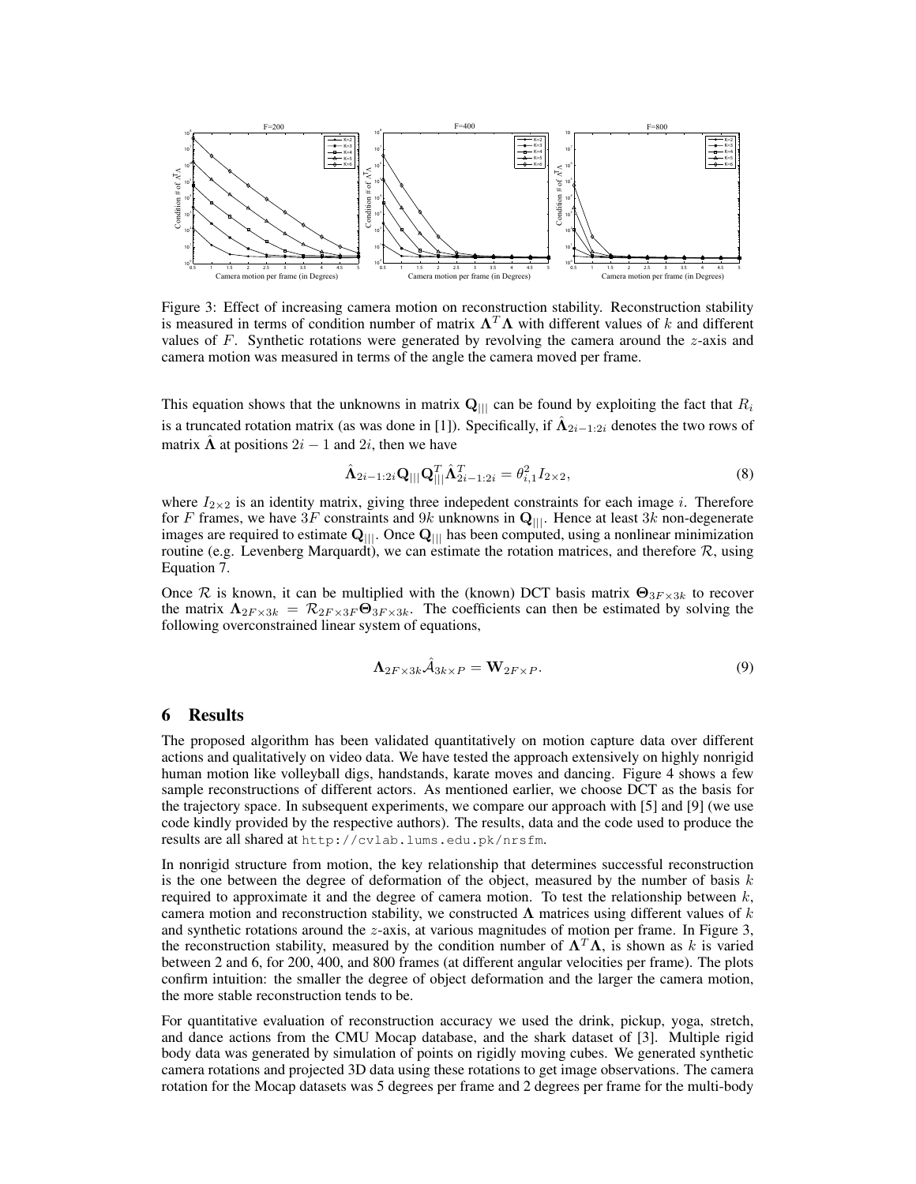Figure 3: Effect of increasing camera motion on reconstruction stability. Reconstruction stability is measured in terms of condition number of matrix $\mathbf{\Lambda}^T\mathbf{\Lambda}$ with different values of $k$ and different values of $F$. Synthetic rotations were generated by revolving the camera around the $z$-axis and camera motion was measured in terms of the angle the camera moved per frame.

This equation shows that the unknowns in matrix $\mathbf{Q}_{|||}$ can be found by exploiting the fact that $R_i$ is a truncated rotation matrix (as was done in [1]). Specifically, if $\hat{\mathbf{\Lambda}}_{2i-1:2i}$ denotes the two rows of matrix $\hat{\mathbf{\Lambda}}$ at positions $2i-1$ and $2i$, then we have

$$\hat{\mathbf{\Lambda}}_{2i-1:2i}\mathbf{Q}_{|||}\mathbf{Q}_{|||}^T\hat{\mathbf{\Lambda}}_{2i-1:2i}^T = \theta_{i,1}^2 I_{2\times 2}, \tag{8}$$

where $I_{2\times 2}$ is an identity matrix, giving three indepedent constraints for each image $i$. Therefore for $F$ frames, we have $3F$ constraints and $9k$ unknowns in $\mathbf{Q}_{|||}$. Hence at least $3k$ non-degenerate images are required to estimate $\mathbf{Q}_{|||}$. Once $\mathbf{Q}_{|||}$ has been computed, using a nonlinear minimization routine (e.g. Levenberg Marquardt), we can estimate the rotation matrices, and therefore $\mathcal{R}$, using Equation 7.

Once $\mathcal{R}$ is known, it can be multiplied with the (known) DCT basis matrix $\mathbf{\Theta}_{3F\times 3k}$ to recover the matrix $\mathbf{\Lambda}_{2F\times 3k} = \mathcal{R}_{2F\times 3F}\mathbf{\Theta}_{3F\times 3k}$. The coefficients can then be estimated by solving the following overconstrained linear system of equations,

$$\mathbf{\Lambda}_{2F\times 3k}\hat{\mathcal{A}}_{3k\times P} = \mathbf{W}_{2F\times P}. \tag{9}$$

## 6 Results

The proposed algorithm has been validated quantitatively on motion capture data over different actions and qualitatively on video data. We have tested the approach extensively on highly nonrigid human motion like volleyball digs, handstands, karate moves and dancing. Figure 4 shows a few sample reconstructions of different actors. As mentioned earlier, we choose DCT as the basis for the trajectory space. In subsequent experiments, we compare our approach with [5] and [9] (we use code kindly provided by the respective authors). The results, data and the code used to produce the results are all shared at `http://cvlab.lums.edu.pk/nrsfm`.

In nonrigid structure from motion, the key relationship that determines successful reconstruction is the one between the degree of deformation of the object, measured by the number of basis $k$ required to approximate it and the degree of camera motion. To test the relationship between $k$, camera motion and reconstruction stability, we constructed $\mathbf{\Lambda}$ matrices using different values of $k$ and synthetic rotations around the $z$-axis, at various magnitudes of motion per frame. In Figure 3, the reconstruction stability, measured by the condition number of $\mathbf{\Lambda}^T\mathbf{\Lambda}$, is shown as $k$ is varied between 2 and 6, for 200, 400, and 800 frames (at different angular velocities per frame). The plots confirm intuition: the smaller the degree of object deformation and the larger the camera motion, the more stable reconstruction tends to be.

For quantitative evaluation of reconstruction accuracy we used the drink, pickup, yoga, stretch, and dance actions from the CMU Mocap database, and the shark dataset of [3]. Multiple rigid body data was generated by simulation of points on rigidly moving cubes. We generated synthetic camera rotations and projected 3D data using these rotations to get image observations. The camera rotation for the Mocap datasets was 5 degrees per frame and 2 degrees per frame for the multi-body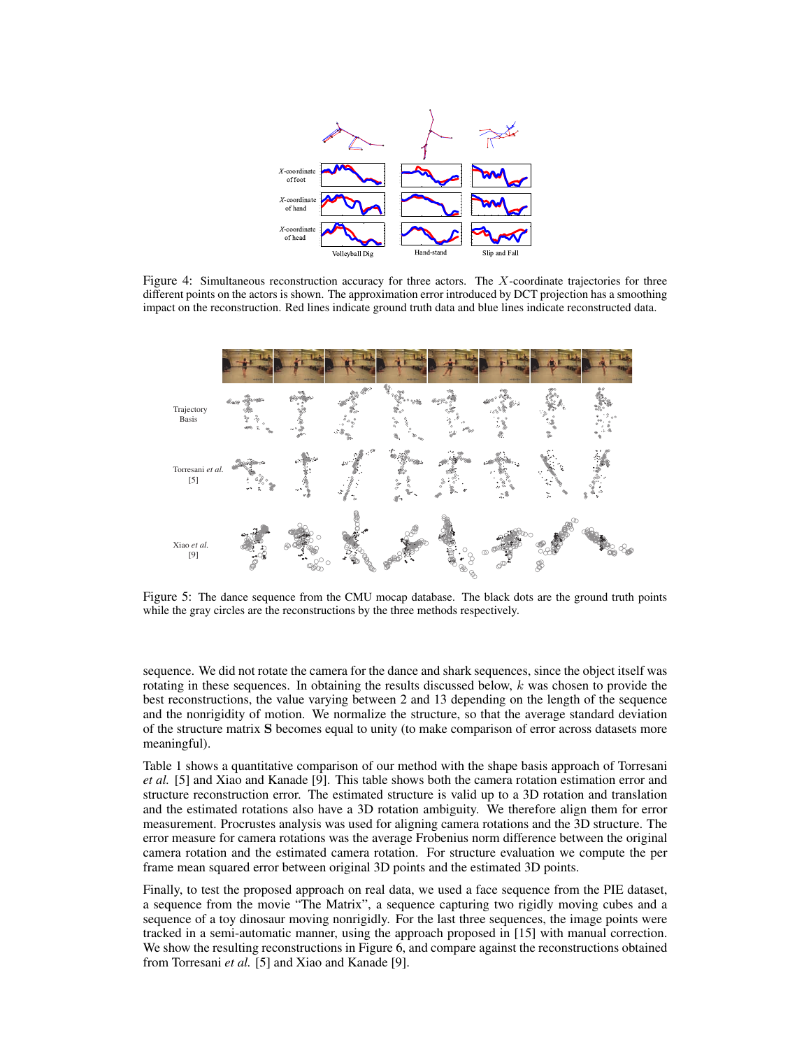Figure 4: Simultaneous reconstruction accuracy for three actors. The $X$-coordinate trajectories for three different points on the actors is shown. The approximation error introduced by DCT projection has a smoothing impact on the reconstruction. Red lines indicate ground truth data and blue lines indicate reconstructed data.

Figure 5: The dance sequence from the CMU mocap database. The black dots are the ground truth points while the gray circles are the reconstructions by the three methods respectively.

sequence. We did not rotate the camera for the dance and shark sequences, since the object itself was rotating in these sequences. In obtaining the results discussed below, $k$ was chosen to provide the best reconstructions, the value varying between 2 and 13 depending on the length of the sequence and the nonrigidity of motion. We normalize the structure, so that the average standard deviation of the structure matrix $\mathbf{S}$ becomes equal to unity (to make comparison of error across datasets more meaningful).

Table 1 shows a quantitative comparison of our method with the shape basis approach of Torresani *et al.* [5] and Xiao and Kanade [9]. This table shows both the camera rotation estimation error and structure reconstruction error. The estimated structure is valid up to a 3D rotation and translation and the estimated rotations also have a 3D rotation ambiguity. We therefore align them for error measurement. Procrustes analysis was used for aligning camera rotations and the 3D structure. The error measure for camera rotations was the average Frobenius norm difference between the original camera rotation and the estimated camera rotation. For structure evaluation we compute the per frame mean squared error between original 3D points and the estimated 3D points.

Finally, to test the proposed approach on real data, we used a face sequence from the PIE dataset, a sequence from the movie "The Matrix", a sequence capturing two rigidly moving cubes and a sequence of a toy dinosaur moving nonrigidly. For the last three sequences, the image points were tracked in a semi-automatic manner, using the approach proposed in [15] with manual correction. We show the resulting reconstructions in Figure 6, and compare against the reconstructions obtained from Torresani *et al.* [5] and Xiao and Kanade [9].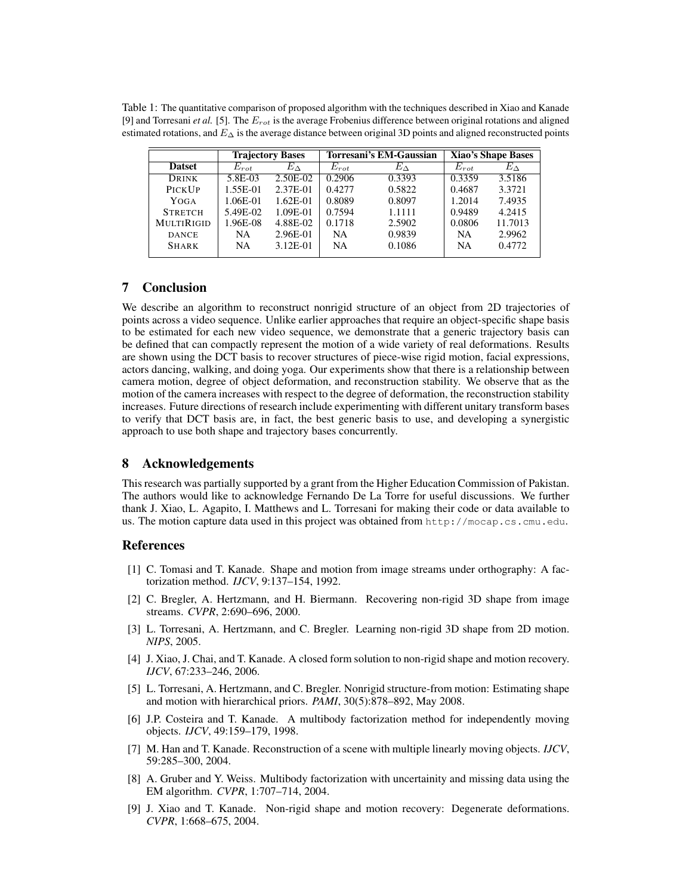Table 1: The quantitative comparison of proposed algorithm with the techniques described in Xiao and Kanade [9] and Torresani *et al.* [5]. The $E_{rot}$ is the average Frobenius difference between original rotations and aligned estimated rotations, and $E_{\Delta}$ is the average distance between original 3D points and aligned reconstructed points

| | Trajectory Bases | | Torresani's EM-Gaussian | | Xiao's Shape Bases | |
|---|---|---|---|---|---|---|
| **Datset** | $E_{rot}$ | $E_{\Delta}$ | $E_{rot}$ | $E_{\Delta}$ | $E_{rot}$ | $E_{\Delta}$ |
| DRINK | 5.8E-03 | 2.50E-02 | 0.2906 | 0.3393 | 0.3359 | 3.5186 |
| PICKUP | 1.55E-01 | 2.37E-01 | 0.4277 | 0.5822 | 0.4687 | 3.3721 |
| YOGA | 1.06E-01 | 1.62E-01 | 0.8089 | 0.8097 | 1.2014 | 7.4935 |
| STRETCH | 5.49E-02 | 1.09E-01 | 0.7594 | 1.1111 | 0.9489 | 4.2415 |
| MULTIRIGID | 1.96E-08 | 4.88E-02 | 0.1718 | 2.5902 | 0.0806 | 11.7013 |
| DANCE | NA | 2.96E-01 | NA | 0.9839 | NA | 2.9962 |
| SHARK | NA | 3.12E-01 | NA | 0.1086 | NA | 0.4772 |

## 7 Conclusion

We describe an algorithm to reconstruct nonrigid structure of an object from 2D trajectories of points across a video sequence. Unlike earlier approaches that require an object-specific shape basis to be estimated for each new video sequence, we demonstrate that a generic trajectory basis can be defined that can compactly represent the motion of a wide variety of real deformations. Results are shown using the DCT basis to recover structures of piece-wise rigid motion, facial expressions, actors dancing, walking, and doing yoga. Our experiments show that there is a relationship between camera motion, degree of object deformation, and reconstruction stability. We observe that as the motion of the camera increases with respect to the degree of deformation, the reconstruction stability increases. Future directions of research include experimenting with different unitary transform bases to verify that DCT basis are, in fact, the best generic basis to use, and developing a synergistic approach to use both shape and trajectory bases concurrently.

## 8 Acknowledgements

This research was partially supported by a grant from the Higher Education Commission of Pakistan. The authors would like to acknowledge Fernando De La Torre for useful discussions. We further thank J. Xiao, L. Agapito, I. Matthews and L. Torresani for making their code or data available to us. The motion capture data used in this project was obtained from `http://mocap.cs.cmu.edu`.

## References

[1] C. Tomasi and T. Kanade. Shape and motion from image streams under orthography: A factorization method. *IJCV*, 9:137–154, 1992.

[2] C. Bregler, A. Hertzmann, and H. Biermann. Recovering non-rigid 3D shape from image streams. *CVPR*, 2:690–696, 2000.

[3] L. Torresani, A. Hertzmann, and C. Bregler. Learning non-rigid 3D shape from 2D motion. *NIPS*, 2005.

[4] J. Xiao, J. Chai, and T. Kanade. A closed form solution to non-rigid shape and motion recovery. *IJCV*, 67:233–246, 2006.

[5] L. Torresani, A. Hertzmann, and C. Bregler. Nonrigid structure-from motion: Estimating shape and motion with hierarchical priors. *PAMI*, 30(5):878–892, May 2008.

[6] J.P. Costeira and T. Kanade. A multibody factorization method for independently moving objects. *IJCV*, 49:159–179, 1998.

[7] M. Han and T. Kanade. Reconstruction of a scene with multiple linearly moving objects. *IJCV*, 59:285–300, 2004.

[8] A. Gruber and Y. Weiss. Multibody factorization with uncertainity and missing data using the EM algorithm. *CVPR*, 1:707–714, 2004.

[9] J. Xiao and T. Kanade. Non-rigid shape and motion recovery: Degenerate deformations. *CVPR*, 1:668–675, 2004.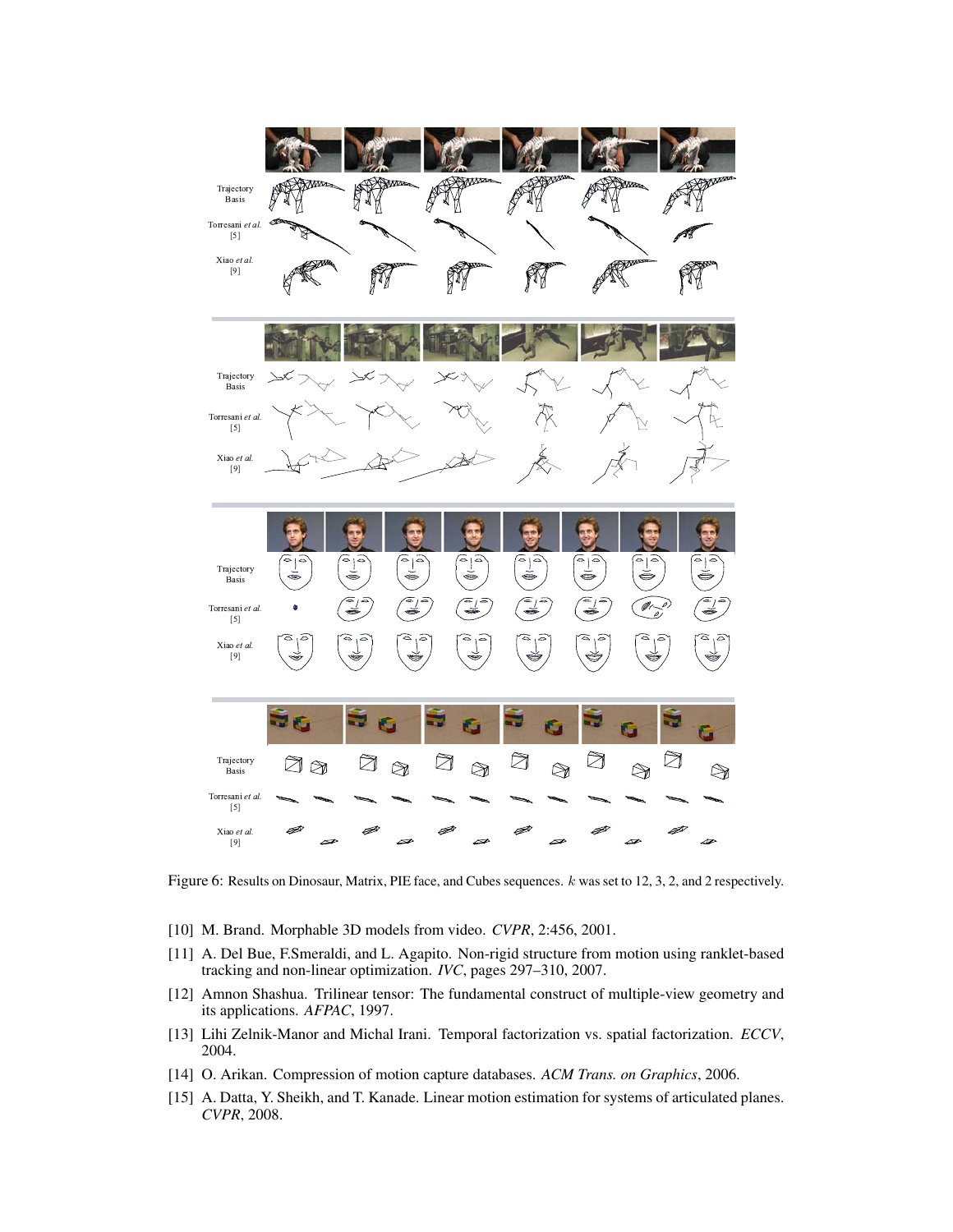Trajectory Basis

Torresani *et al.* [5]

Xiao *et al.* [9]

Trajectory Basis

Torresani *et al.* [5]

Xiao *et al.* [9]

Trajectory Basis

Torresani *et al.* [5]

Xiao *et al.* [9]

Trajectory Basis

Torresani *et al.* [5]

Xiao *et al.* [9]

Figure 6: Results on Dinosaur, Matrix, PIE face, and Cubes sequences. $k$ was set to 12, 3, 2, and 2 respectively.

[10] M. Brand. Morphable 3D models from video. *CVPR*, 2:456, 2001.

[11] A. Del Bue, F.Smeraldi, and L. Agapito. Non-rigid structure from motion using ranklet-based tracking and non-linear optimization. *IVC*, pages 297–310, 2007.

[12] Amnon Shashua. Trilinear tensor: The fundamental construct of multiple-view geometry and its applications. *AFPAC*, 1997.

[13] Lihi Zelnik-Manor and Michal Irani. Temporal factorization vs. spatial factorization. *ECCV*, 2004.

[14] O. Arikan. Compression of motion capture databases. *ACM Trans. on Graphics*, 2006.

[15] A. Datta, Y. Sheikh, and T. Kanade. Linear motion estimation for systems of articulated planes. *CVPR*, 2008.